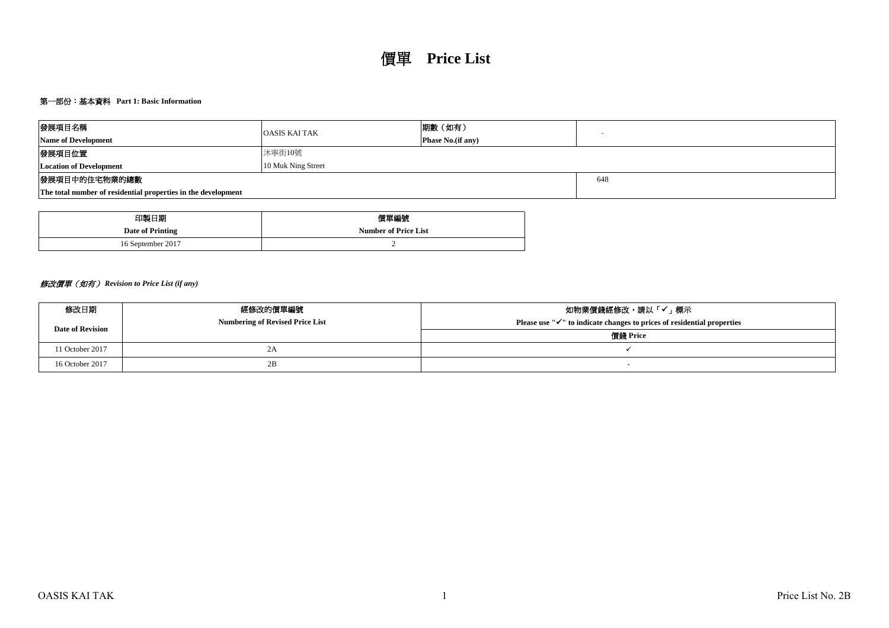# 價單 Price List

## 第一部份：基本資料 Part 1: Basic Information

| 發展項目名稱<br>**Name of Development** | OASIS KAI TAK | 期數（如有）<br>**Phase No.(if any)** | - |
|---|---|---|---|
| 發展項目位置<br>**Location of Development** | 沐寧街10號<br>10 Muk Ning Street | | |
| 發展項目中的住宅物業的總數<br>**The total number of residential properties in the development** | | | 648 |

| 印製日期<br>**Date of Printing** | 價單編號<br>**Number of Price List** |
|---|---|
| 16 September 2017 | 2 |

### *修改價單（如有）Revision to Price List (if any)*

| 修改日期<br>**Date of Revision** | 經修改的價單編號<br>**Numbering of Revised Price List** | 如物業價錢經修改，請以「✓」標示<br>**Please use "✓" to indicate changes to prices of residential properties** |
|---|---|---|
| | | **價錢 Price** |
| 11 October 2017 | 2A | ✓ |
| 16 October 2017 | 2B | - |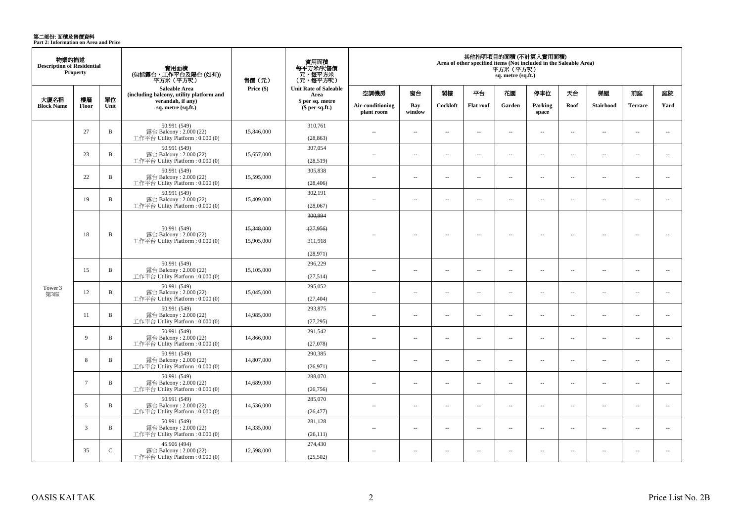第二部份: 面積及售價資料
**Part 2: Information on Area and Price**

| 物業的描述 Description of Residential Property | | | 實用面積 (包括露台，工作平台及陽台 (如有)) 平方米 (平方呎) Saleable Area (including balcony, utility platform and verandah, if any) sq. metre (sq.ft.) | 售價 (元) Price ($) | 實用面積 每平方米/呎售價 元，每平方米 (元，每平方呎) Unit Rate of Saleable Area $ per sq. metre ($ per sq.ft.) | 其他指明項目的面積 (不計算入實用面積) Area of other specified items (Not included in the Saleable Area) 平方米 (平方呎) sq. metre (sq.ft.) | | | | | | | | | |
|---|---|---|---|---|---|---|---|---|---|---|---|---|---|---|---|
| 大廈名稱 Block Name | 樓層 Floor | 單位 Unit | | | | 空調機房 Air-conditioning plant room | 窗台 Bay window | 閣樓 Cockloft | 平台 Flat roof | 花園 Garden | 停車位 Parking space | 天台 Roof | 梯屋 Stairhood | 前庭 Terrace | 庭院 Yard |
| Tower 3 第3座 | 27 | B | 50.991 (549) 露台 Balcony : 2.000 (22) 工作平台 Utility Platform : 0.000 (0) | 15,846,000 | 310,761 (28,863) | -- | -- | -- | -- | -- | -- | -- | -- | -- | -- |
| | 23 | B | 50.991 (549) 露台 Balcony : 2.000 (22) 工作平台 Utility Platform : 0.000 (0) | 15,657,000 | 307,054 (28,519) | -- | -- | -- | -- | -- | -- | -- | -- | -- | -- |
| | 22 | B | 50.991 (549) 露台 Balcony : 2.000 (22) 工作平台 Utility Platform : 0.000 (0) | 15,595,000 | 305,838 (28,406) | -- | -- | -- | -- | -- | -- | -- | -- | -- | -- |
| | 19 | B | 50.991 (549) 露台 Balcony : 2.000 (22) 工作平台 Utility Platform : 0.000 (0) | 15,409,000 | 302,191 (28,067) | -- | -- | -- | -- | -- | -- | -- | -- | -- | -- |
| | 18 | B | 50.991 (549) 露台 Balcony : 2.000 (22) 工作平台 Utility Platform : 0.000 (0) | ~~15,348,000~~ 15,905,000 | ~~300,994~~ ~~(27,956)~~ 311,918 (28,971) | -- | -- | -- | -- | -- | -- | -- | -- | -- | -- |
| | 15 | B | 50.991 (549) 露台 Balcony : 2.000 (22) 工作平台 Utility Platform : 0.000 (0) | 15,105,000 | 296,229 (27,514) | -- | -- | -- | -- | -- | -- | -- | -- | -- | -- |
| | 12 | B | 50.991 (549) 露台 Balcony : 2.000 (22) 工作平台 Utility Platform : 0.000 (0) | 15,045,000 | 295,052 (27,404) | -- | -- | -- | -- | -- | -- | -- | -- | -- | -- |
| | 11 | B | 50.991 (549) 露台 Balcony : 2.000 (22) 工作平台 Utility Platform : 0.000 (0) | 14,985,000 | 293,875 (27,295) | -- | -- | -- | -- | -- | -- | -- | -- | -- | -- |
| | 9 | B | 50.991 (549) 露台 Balcony : 2.000 (22) 工作平台 Utility Platform : 0.000 (0) | 14,866,000 | 291,542 (27,078) | -- | -- | -- | -- | -- | -- | -- | -- | -- | -- |
| | 8 | B | 50.991 (549) 露台 Balcony : 2.000 (22) 工作平台 Utility Platform : 0.000 (0) | 14,807,000 | 290,385 (26,971) | -- | -- | -- | -- | -- | -- | -- | -- | -- | -- |
| | 7 | B | 50.991 (549) 露台 Balcony : 2.000 (22) 工作平台 Utility Platform : 0.000 (0) | 14,689,000 | 288,070 (26,756) | -- | -- | -- | -- | -- | -- | -- | -- | -- | -- |
| | 5 | B | 50.991 (549) 露台 Balcony : 2.000 (22) 工作平台 Utility Platform : 0.000 (0) | 14,536,000 | 285,070 (26,477) | -- | -- | -- | -- | -- | -- | -- | -- | -- | -- |
| | 3 | B | 50.991 (549) 露台 Balcony : 2.000 (22) 工作平台 Utility Platform : 0.000 (0) | 14,335,000 | 281,128 (26,111) | -- | -- | -- | -- | -- | -- | -- | -- | -- | -- |
| | 35 | C | 45.906 (494) 露台 Balcony : 2.000 (22) 工作平台 Utility Platform : 0.000 (0) | 12,598,000 | 274,430 (25,502) | -- | -- | -- | -- | -- | -- | -- | -- | -- | -- |

OASIS KAI TAK

Price List No. 2B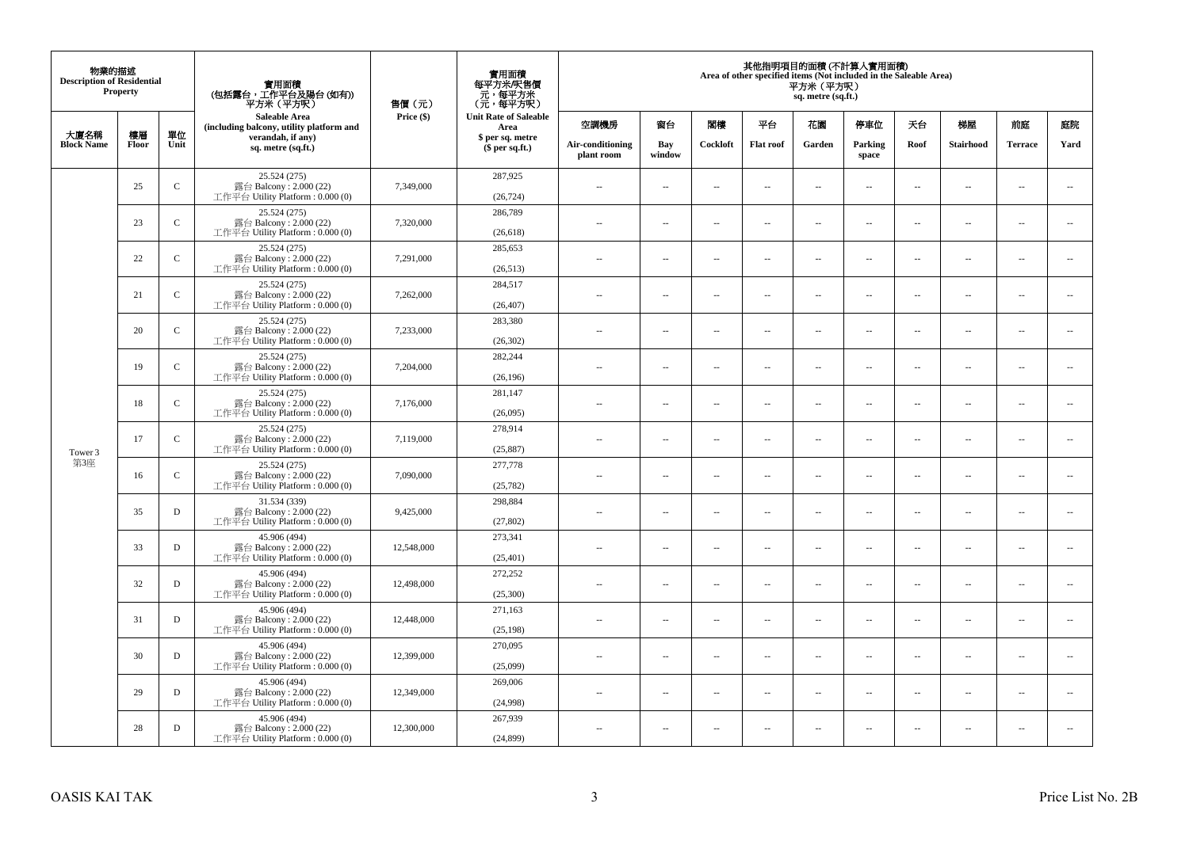| 物業的描述 Description of Residential Property | | | 實用面積 (包括露台，工作平台及陽台 (如有)) 平方米（平方呎） Saleable Area (including balcony, utility platform and verandah, if any) sq. metre (sq.ft.) | 售價（元） Price ($) | 實用面積 每平方米/呎售價 元，每平方米 (元，每平方呎) Unit Rate of Saleable Area $ per sq. metre ($ per sq.ft.) | 其他指明項目的面積 (不計算入實用面積) Area of other specified items (Not included in the Saleable Area) 平方米（平方呎） sq. metre (sq.ft.) | | | | | | | | | |
|---|---|---|---|---|---|---|---|---|---|---|---|---|---|---|---|
| 大廈名稱 Block Name | 樓層 Floor | 單位 Unit | | | | 空調機房 Air-conditioning plant room | 窗台 Bay window | 閣樓 Cockloft | 平台 Flat roof | 花園 Garden | 停車位 Parking space | 天台 Roof | 梯屋 Stairhood | 前庭 Terrace | 庭院 Yard |
| Tower 3 第3座 | 25 | C | 25.524 (275) 露台 Balcony : 2.000 (22) 工作平台 Utility Platform : 0.000 (0) | 7,349,000 | 287,925 (26,724) | -- | -- | -- | -- | -- | -- | -- | -- | -- | -- |
| | 23 | C | 25.524 (275) 露台 Balcony : 2.000 (22) 工作平台 Utility Platform : 0.000 (0) | 7,320,000 | 286,789 (26,618) | -- | -- | -- | -- | -- | -- | -- | -- | -- | -- |
| | 22 | C | 25.524 (275) 露台 Balcony : 2.000 (22) 工作平台 Utility Platform : 0.000 (0) | 7,291,000 | 285,653 (26,513) | -- | -- | -- | -- | -- | -- | -- | -- | -- | -- |
| | 21 | C | 25.524 (275) 露台 Balcony : 2.000 (22) 工作平台 Utility Platform : 0.000 (0) | 7,262,000 | 284,517 (26,407) | -- | -- | -- | -- | -- | -- | -- | -- | -- | -- |
| | 20 | C | 25.524 (275) 露台 Balcony : 2.000 (22) 工作平台 Utility Platform : 0.000 (0) | 7,233,000 | 283,380 (26,302) | -- | -- | -- | -- | -- | -- | -- | -- | -- | -- |
| | 19 | C | 25.524 (275) 露台 Balcony : 2.000 (22) 工作平台 Utility Platform : 0.000 (0) | 7,204,000 | 282,244 (26,196) | -- | -- | -- | -- | -- | -- | -- | -- | -- | -- |
| | 18 | C | 25.524 (275) 露台 Balcony : 2.000 (22) 工作平台 Utility Platform : 0.000 (0) | 7,176,000 | 281,147 (26,095) | -- | -- | -- | -- | -- | -- | -- | -- | -- | -- |
| | 17 | C | 25.524 (275) 露台 Balcony : 2.000 (22) 工作平台 Utility Platform : 0.000 (0) | 7,119,000 | 278,914 (25,887) | -- | -- | -- | -- | -- | -- | -- | -- | -- | -- |
| | 16 | C | 25.524 (275) 露台 Balcony : 2.000 (22) 工作平台 Utility Platform : 0.000 (0) | 7,090,000 | 277,778 (25,782) | -- | -- | -- | -- | -- | -- | -- | -- | -- | -- |
| | 35 | D | 31.534 (339) 露台 Balcony : 2.000 (22) 工作平台 Utility Platform : 0.000 (0) | 9,425,000 | 298,884 (27,802) | -- | -- | -- | -- | -- | -- | -- | -- | -- | -- |
| | 33 | D | 45.906 (494) 露台 Balcony : 2.000 (22) 工作平台 Utility Platform : 0.000 (0) | 12,548,000 | 273,341 (25,401) | -- | -- | -- | -- | -- | -- | -- | -- | -- | -- |
| | 32 | D | 45.906 (494) 露台 Balcony : 2.000 (22) 工作平台 Utility Platform : 0.000 (0) | 12,498,000 | 272,252 (25,300) | -- | -- | -- | -- | -- | -- | -- | -- | -- | -- |
| | 31 | D | 45.906 (494) 露台 Balcony : 2.000 (22) 工作平台 Utility Platform : 0.000 (0) | 12,448,000 | 271,163 (25,198) | -- | -- | -- | -- | -- | -- | -- | -- | -- | -- |
| | 30 | D | 45.906 (494) 露台 Balcony : 2.000 (22) 工作平台 Utility Platform : 0.000 (0) | 12,399,000 | 270,095 (25,099) | -- | -- | -- | -- | -- | -- | -- | -- | -- | -- |
| | 29 | D | 45.906 (494) 露台 Balcony : 2.000 (22) 工作平台 Utility Platform : 0.000 (0) | 12,349,000 | 269,006 (24,998) | -- | -- | -- | -- | -- | -- | -- | -- | -- | -- |
| | 28 | D | 45.906 (494) 露台 Balcony : 2.000 (22) 工作平台 Utility Platform : 0.000 (0) | 12,300,000 | 267,939 (24,899) | -- | -- | -- | -- | -- | -- | -- | -- | -- | -- |

OASIS KAI TAK

Price List No. 2B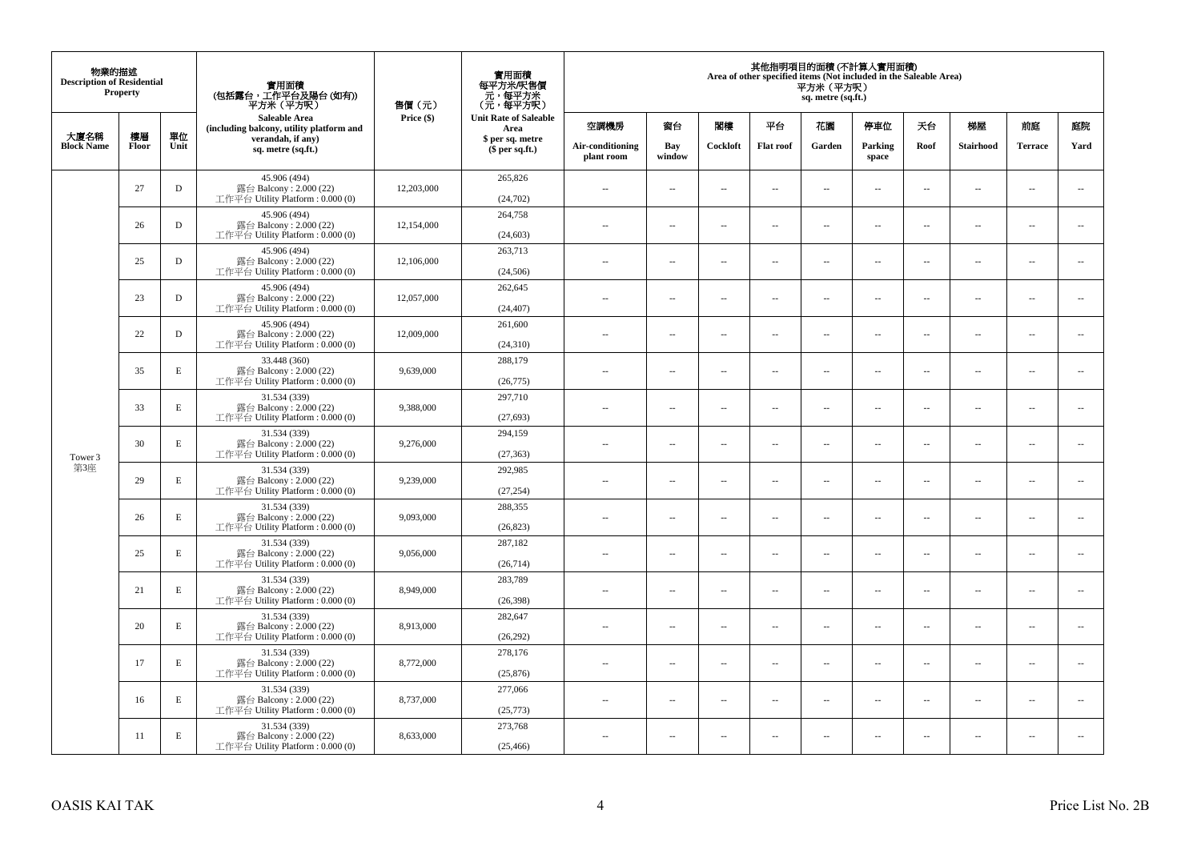| 物業的描述 Description of Residential Property | | | 實用面積 (包括露台，工作平台及陽台 (如有)) 平方米（平方呎） Saleable Area (including balcony, utility platform and verandah, if any) sq. metre (sq.ft.) | 售價（元） Price ($) | 實用面積 每平方米/呎售價 元，每平方米 (元，每平方呎) Unit Rate of Saleable Area $ per sq. metre ($ per sq.ft.) | 其他指明項目的面積 (不計算入實用面積) Area of other specified items (Not included in the Saleable Area) 平方米（平方呎） sq. metre (sq.ft.) | | | | | | | | | |
|---|---|---|---|---|---|---|---|---|---|---|---|---|---|---|---|
| 大廈名稱 Block Name | 樓層 Floor | 單位 Unit | | | | 空調機房 Air-conditioning plant room | 窗台 Bay window | 閣樓 Cockloft | 平台 Flat roof | 花園 Garden | 停車位 Parking space | 天台 Roof | 梯屋 Stairhood | 前庭 Terrace | 庭院 Yard |
| Tower 3 第3座 | 27 | D | 45.906 (494) 露台 Balcony : 2.000 (22) 工作平台 Utility Platform : 0.000 (0) | 12,203,000 | 265,826 (24,702) | -- | -- | -- | -- | -- | -- | -- | -- | -- | -- |
| | 26 | D | 45.906 (494) 露台 Balcony : 2.000 (22) 工作平台 Utility Platform : 0.000 (0) | 12,154,000 | 264,758 (24,603) | -- | -- | -- | -- | -- | -- | -- | -- | -- | -- |
| | 25 | D | 45.906 (494) 露台 Balcony : 2.000 (22) 工作平台 Utility Platform : 0.000 (0) | 12,106,000 | 263,713 (24,506) | -- | -- | -- | -- | -- | -- | -- | -- | -- | -- |
| | 23 | D | 45.906 (494) 露台 Balcony : 2.000 (22) 工作平台 Utility Platform : 0.000 (0) | 12,057,000 | 262,645 (24,407) | -- | -- | -- | -- | -- | -- | -- | -- | -- | -- |
| | 22 | D | 45.906 (494) 露台 Balcony : 2.000 (22) 工作平台 Utility Platform : 0.000 (0) | 12,009,000 | 261,600 (24,310) | -- | -- | -- | -- | -- | -- | -- | -- | -- | -- |
| | 35 | E | 33.448 (360) 露台 Balcony : 2.000 (22) 工作平台 Utility Platform : 0.000 (0) | 9,639,000 | 288,179 (26,775) | -- | -- | -- | -- | -- | -- | -- | -- | -- | -- |
| | 33 | E | 31.534 (339) 露台 Balcony : 2.000 (22) 工作平台 Utility Platform : 0.000 (0) | 9,388,000 | 297,710 (27,693) | -- | -- | -- | -- | -- | -- | -- | -- | -- | -- |
| | 30 | E | 31.534 (339) 露台 Balcony : 2.000 (22) 工作平台 Utility Platform : 0.000 (0) | 9,276,000 | 294,159 (27,363) | -- | -- | -- | -- | -- | -- | -- | -- | -- | -- |
| | 29 | E | 31.534 (339) 露台 Balcony : 2.000 (22) 工作平台 Utility Platform : 0.000 (0) | 9,239,000 | 292,985 (27,254) | -- | -- | -- | -- | -- | -- | -- | -- | -- | -- |
| | 26 | E | 31.534 (339) 露台 Balcony : 2.000 (22) 工作平台 Utility Platform : 0.000 (0) | 9,093,000 | 288,355 (26,823) | -- | -- | -- | -- | -- | -- | -- | -- | -- | -- |
| | 25 | E | 31.534 (339) 露台 Balcony : 2.000 (22) 工作平台 Utility Platform : 0.000 (0) | 9,056,000 | 287,182 (26,714) | -- | -- | -- | -- | -- | -- | -- | -- | -- | -- |
| | 21 | E | 31.534 (339) 露台 Balcony : 2.000 (22) 工作平台 Utility Platform : 0.000 (0) | 8,949,000 | 283,789 (26,398) | -- | -- | -- | -- | -- | -- | -- | -- | -- | -- |
| | 20 | E | 31.534 (339) 露台 Balcony : 2.000 (22) 工作平台 Utility Platform : 0.000 (0) | 8,913,000 | 282,647 (26,292) | -- | -- | -- | -- | -- | -- | -- | -- | -- | -- |
| | 17 | E | 31.534 (339) 露台 Balcony : 2.000 (22) 工作平台 Utility Platform : 0.000 (0) | 8,772,000 | 278,176 (25,876) | -- | -- | -- | -- | -- | -- | -- | -- | -- | -- |
| | 16 | E | 31.534 (339) 露台 Balcony : 2.000 (22) 工作平台 Utility Platform : 0.000 (0) | 8,737,000 | 277,066 (25,773) | -- | -- | -- | -- | -- | -- | -- | -- | -- | -- |
| | 11 | E | 31.534 (339) 露台 Balcony : 2.000 (22) 工作平台 Utility Platform : 0.000 (0) | 8,633,000 | 273,768 (25,466) | -- | -- | -- | -- | -- | -- | -- | -- | -- | -- |

OASIS KAI TAK

Price List No. 2B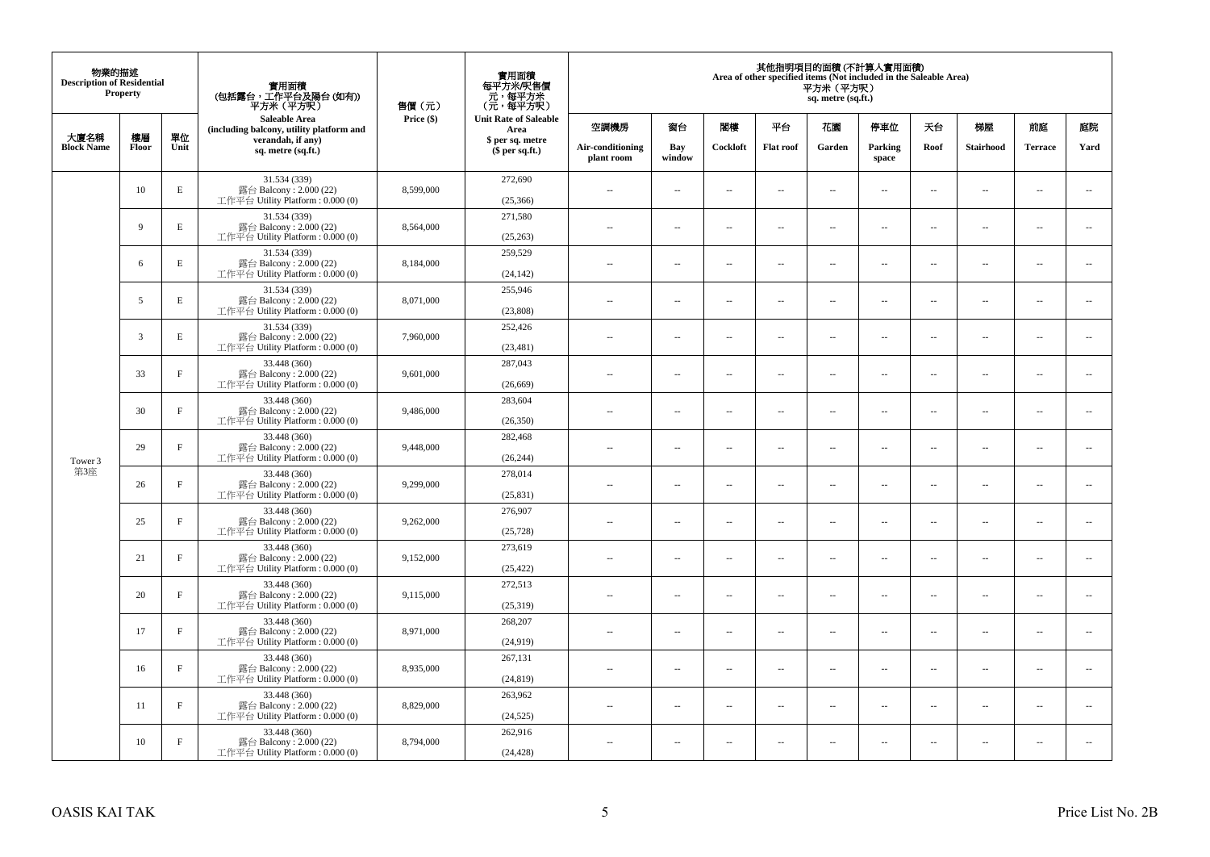| 物業的描述 Description of Residential Property | | | 實用面積 (包括露台，工作平台及陽台 (如有)) 平方米（平方呎） Saleable Area (including balcony, utility platform and verandah, if any) sq. metre (sq.ft.) | 售價（元） Price ($) | 實用面積 每平方米/呎售價 元，每平方米 (元，每平方呎) Unit Rate of Saleable Area $ per sq. metre ($ per sq.ft.) | 其他指明項目的面積 (不計算入實用面積) Area of other specified items (Not included in the Saleable Area) 平方米（平方呎） sq. metre (sq.ft.) | | | | | | | | | |
|---|---|---|---|---|---|---|---|---|---|---|---|---|---|---|---|
| 大廈名稱 Block Name | 樓層 Floor | 單位 Unit | | | | 空調機房 Air-conditioning plant room | 窗台 Bay window | 閣樓 Cockloft | 平台 Flat roof | 花園 Garden | 停車位 Parking space | 天台 Roof | 梯屋 Stairhood | 前庭 Terrace | 庭院 Yard |
| Tower 3 第3座 | 10 | E | 31.534 (339) 露台 Balcony : 2.000 (22) 工作平台 Utility Platform : 0.000 (0) | 8,599,000 | 272,690 (25,366) | -- | -- | -- | -- | -- | -- | -- | -- | -- | -- |
| | 9 | E | 31.534 (339) 露台 Balcony : 2.000 (22) 工作平台 Utility Platform : 0.000 (0) | 8,564,000 | 271,580 (25,263) | -- | -- | -- | -- | -- | -- | -- | -- | -- | -- |
| | 6 | E | 31.534 (339) 露台 Balcony : 2.000 (22) 工作平台 Utility Platform : 0.000 (0) | 8,184,000 | 259,529 (24,142) | -- | -- | -- | -- | -- | -- | -- | -- | -- | -- |
| | 5 | E | 31.534 (339) 露台 Balcony : 2.000 (22) 工作平台 Utility Platform : 0.000 (0) | 8,071,000 | 255,946 (23,808) | -- | -- | -- | -- | -- | -- | -- | -- | -- | -- |
| | 3 | E | 31.534 (339) 露台 Balcony : 2.000 (22) 工作平台 Utility Platform : 0.000 (0) | 7,960,000 | 252,426 (23,481) | -- | -- | -- | -- | -- | -- | -- | -- | -- | -- |
| | 33 | F | 33.448 (360) 露台 Balcony : 2.000 (22) 工作平台 Utility Platform : 0.000 (0) | 9,601,000 | 287,043 (26,669) | -- | -- | -- | -- | -- | -- | -- | -- | -- | -- |
| | 30 | F | 33.448 (360) 露台 Balcony : 2.000 (22) 工作平台 Utility Platform : 0.000 (0) | 9,486,000 | 283,604 (26,350) | -- | -- | -- | -- | -- | -- | -- | -- | -- | -- |
| | 29 | F | 33.448 (360) 露台 Balcony : 2.000 (22) 工作平台 Utility Platform : 0.000 (0) | 9,448,000 | 282,468 (26,244) | -- | -- | -- | -- | -- | -- | -- | -- | -- | -- |
| | 26 | F | 33.448 (360) 露台 Balcony : 2.000 (22) 工作平台 Utility Platform : 0.000 (0) | 9,299,000 | 278,014 (25,831) | -- | -- | -- | -- | -- | -- | -- | -- | -- | -- |
| | 25 | F | 33.448 (360) 露台 Balcony : 2.000 (22) 工作平台 Utility Platform : 0.000 (0) | 9,262,000 | 276,907 (25,728) | -- | -- | -- | -- | -- | -- | -- | -- | -- | -- |
| | 21 | F | 33.448 (360) 露台 Balcony : 2.000 (22) 工作平台 Utility Platform : 0.000 (0) | 9,152,000 | 273,619 (25,422) | -- | -- | -- | -- | -- | -- | -- | -- | -- | -- |
| | 20 | F | 33.448 (360) 露台 Balcony : 2.000 (22) 工作平台 Utility Platform : 0.000 (0) | 9,115,000 | 272,513 (25,319) | -- | -- | -- | -- | -- | -- | -- | -- | -- | -- |
| | 17 | F | 33.448 (360) 露台 Balcony : 2.000 (22) 工作平台 Utility Platform : 0.000 (0) | 8,971,000 | 268,207 (24,919) | -- | -- | -- | -- | -- | -- | -- | -- | -- | -- |
| | 16 | F | 33.448 (360) 露台 Balcony : 2.000 (22) 工作平台 Utility Platform : 0.000 (0) | 8,935,000 | 267,131 (24,819) | -- | -- | -- | -- | -- | -- | -- | -- | -- | -- |
| | 11 | F | 33.448 (360) 露台 Balcony : 2.000 (22) 工作平台 Utility Platform : 0.000 (0) | 8,829,000 | 263,962 (24,525) | -- | -- | -- | -- | -- | -- | -- | -- | -- | -- |
| | 10 | F | 33.448 (360) 露台 Balcony : 2.000 (22) 工作平台 Utility Platform : 0.000 (0) | 8,794,000 | 262,916 (24,428) | -- | -- | -- | -- | -- | -- | -- | -- | -- | -- |

OASIS KAI TAK

Price List No. 2B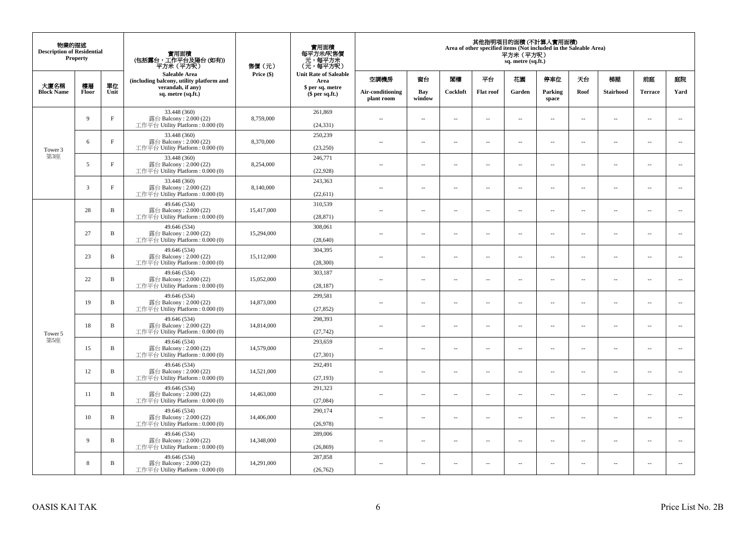| 物業的描述 Description of Residential Property | | | 實用面積 (包括露台，工作平台及陽台 (如有)) 平方米（平方呎） Saleable Area (including balcony, utility platform and verandah, if any) sq. metre (sq.ft.) | 售價（元） Price ($) | 實用面積 每平方米/呎售價 元，每平方米 （元，每平方呎） Unit Rate of Saleable Area $ per sq. metre ($ per sq.ft.) | 其他指明項目的面積 (不計算入實用面積) Area of other specified items (Not included in the Saleable Area) 平方米（平方呎） sq. metre (sq.ft.) | | | | | | | | | |
|---|---|---|---|---|---|---|---|---|---|---|---|---|---|---|---|
| 大廈名稱 Block Name | 樓層 Floor | 單位 Unit | | | | 空調機房 Air-conditioning plant room | 窗台 Bay window | 閣樓 Cockloft | 平台 Flat roof | 花園 Garden | 停車位 Parking space | 天台 Roof | 梯屋 Stairhood | 前庭 Terrace | 庭院 Yard |
| Tower 3 第3座 | 9 | F | 33.448 (360) 露台 Balcony : 2.000 (22) 工作平台 Utility Platform : 0.000 (0) | 8,759,000 | 261,869 (24,331) | -- | -- | -- | -- | -- | -- | -- | -- | -- | -- |
| | 6 | F | 33.448 (360) 露台 Balcony : 2.000 (22) 工作平台 Utility Platform : 0.000 (0) | 8,370,000 | 250,239 (23,250) | -- | -- | -- | -- | -- | -- | -- | -- | -- | -- |
| | 5 | F | 33.448 (360) 露台 Balcony : 2.000 (22) 工作平台 Utility Platform : 0.000 (0) | 8,254,000 | 246,771 (22,928) | -- | -- | -- | -- | -- | -- | -- | -- | -- | -- |
| | 3 | F | 33.448 (360) 露台 Balcony : 2.000 (22) 工作平台 Utility Platform : 0.000 (0) | 8,140,000 | 243,363 (22,611) | -- | -- | -- | -- | -- | -- | -- | -- | -- | -- |
| Tower 5 第5座 | 28 | B | 49.646 (534) 露台 Balcony : 2.000 (22) 工作平台 Utility Platform : 0.000 (0) | 15,417,000 | 310,539 (28,871) | -- | -- | -- | -- | -- | -- | -- | -- | -- | -- |
| | 27 | B | 49.646 (534) 露台 Balcony : 2.000 (22) 工作平台 Utility Platform : 0.000 (0) | 15,294,000 | 308,061 (28,640) | -- | -- | -- | -- | -- | -- | -- | -- | -- | -- |
| | 23 | B | 49.646 (534) 露台 Balcony : 2.000 (22) 工作平台 Utility Platform : 0.000 (0) | 15,112,000 | 304,395 (28,300) | -- | -- | -- | -- | -- | -- | -- | -- | -- | -- |
| | 22 | B | 49.646 (534) 露台 Balcony : 2.000 (22) 工作平台 Utility Platform : 0.000 (0) | 15,052,000 | 303,187 (28,187) | -- | -- | -- | -- | -- | -- | -- | -- | -- | -- |
| | 19 | B | 49.646 (534) 露台 Balcony : 2.000 (22) 工作平台 Utility Platform : 0.000 (0) | 14,873,000 | 299,581 (27,852) | -- | -- | -- | -- | -- | -- | -- | -- | -- | -- |
| | 18 | B | 49.646 (534) 露台 Balcony : 2.000 (22) 工作平台 Utility Platform : 0.000 (0) | 14,814,000 | 298,393 (27,742) | -- | -- | -- | -- | -- | -- | -- | -- | -- | -- |
| | 15 | B | 49.646 (534) 露台 Balcony : 2.000 (22) 工作平台 Utility Platform : 0.000 (0) | 14,579,000 | 293,659 (27,301) | -- | -- | -- | -- | -- | -- | -- | -- | -- | -- |
| | 12 | B | 49.646 (534) 露台 Balcony : 2.000 (22) 工作平台 Utility Platform : 0.000 (0) | 14,521,000 | 292,491 (27,193) | -- | -- | -- | -- | -- | -- | -- | -- | -- | -- |
| | 11 | B | 49.646 (534) 露台 Balcony : 2.000 (22) 工作平台 Utility Platform : 0.000 (0) | 14,463,000 | 291,323 (27,084) | -- | -- | -- | -- | -- | -- | -- | -- | -- | -- |
| | 10 | B | 49.646 (534) 露台 Balcony : 2.000 (22) 工作平台 Utility Platform : 0.000 (0) | 14,406,000 | 290,174 (26,978) | -- | -- | -- | -- | -- | -- | -- | -- | -- | -- |
| | 9 | B | 49.646 (534) 露台 Balcony : 2.000 (22) 工作平台 Utility Platform : 0.000 (0) | 14,348,000 | 289,006 (26,869) | -- | -- | -- | -- | -- | -- | -- | -- | -- | -- |
| | 8 | B | 49.646 (534) 露台 Balcony : 2.000 (22) 工作平台 Utility Platform : 0.000 (0) | 14,291,000 | 287,858 (26,762) | -- | -- | -- | -- | -- | -- | -- | -- | -- | -- |

OASIS KAI TAK

Price List No. 2B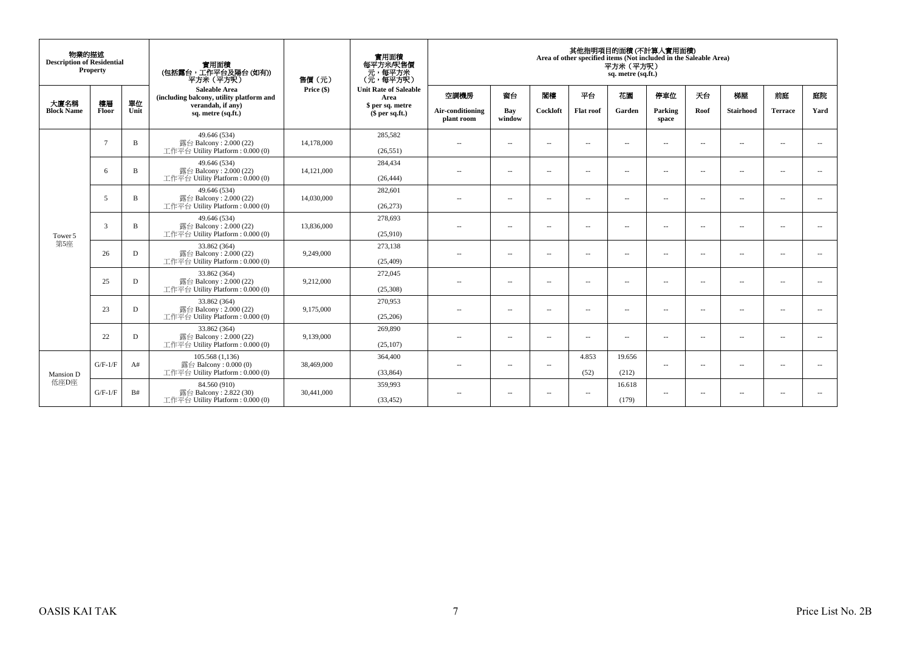| 物業的描述 Description of Residential Property | | | 實用面積 (包括露台，工作平台及陽台 (如有)) 平方米 (平方呎) Saleable Area (including balcony, utility platform and verandah, if any) sq. metre (sq.ft.) | 售價 (元) Price ($) | 實用面積 每平方米/呎售價 元，每平方米 (元，每平方呎) Unit Rate of Saleable Area $ per sq. metre ($ per sq.ft.) | 其他指明項目的面積 (不計算入實用面積) Area of other specified items (Not included in the Saleable Area) 平方米 (平方呎) sq. metre (sq.ft.) | | | | | | | | | |
|---|---|---|---|---|---|---|---|---|---|---|---|---|---|---|---|
| 大廈名稱 Block Name | 樓層 Floor | 單位 Unit | | | | 空調機房 Air-conditioning plant room | 窗台 Bay window | 閣樓 Cockloft | 平台 Flat roof | 花園 Garden | 停車位 Parking space | 天台 Roof | 梯屋 Stairhood | 前庭 Terrace | 庭院 Yard |
| Tower 5 第5座 | 7 | B | 49.646 (534) 露台 Balcony : 2.000 (22) 工作平台 Utility Platform : 0.000 (0) | 14,178,000 | 285,582 (26,551) | -- | -- | -- | -- | -- | -- | -- | -- | -- | -- |
| | 6 | B | 49.646 (534) 露台 Balcony : 2.000 (22) 工作平台 Utility Platform : 0.000 (0) | 14,121,000 | 284,434 (26,444) | -- | -- | -- | -- | -- | -- | -- | -- | -- | -- |
| | 5 | B | 49.646 (534) 露台 Balcony : 2.000 (22) 工作平台 Utility Platform : 0.000 (0) | 14,030,000 | 282,601 (26,273) | -- | -- | -- | -- | -- | -- | -- | -- | -- | -- |
| | 3 | B | 49.646 (534) 露台 Balcony : 2.000 (22) 工作平台 Utility Platform : 0.000 (0) | 13,836,000 | 278,693 (25,910) | -- | -- | -- | -- | -- | -- | -- | -- | -- | -- |
| | 26 | D | 33.862 (364) 露台 Balcony : 2.000 (22) 工作平台 Utility Platform : 0.000 (0) | 9,249,000 | 273,138 (25,409) | -- | -- | -- | -- | -- | -- | -- | -- | -- | -- |
| | 25 | D | 33.862 (364) 露台 Balcony : 2.000 (22) 工作平台 Utility Platform : 0.000 (0) | 9,212,000 | 272,045 (25,308) | -- | -- | -- | -- | -- | -- | -- | -- | -- | -- |
| | 23 | D | 33.862 (364) 露台 Balcony : 2.000 (22) 工作平台 Utility Platform : 0.000 (0) | 9,175,000 | 270,953 (25,206) | -- | -- | -- | -- | -- | -- | -- | -- | -- | -- |
| | 22 | D | 33.862 (364) 露台 Balcony : 2.000 (22) 工作平台 Utility Platform : 0.000 (0) | 9,139,000 | 269,890 (25,107) | -- | -- | -- | -- | -- | -- | -- | -- | -- | -- |
| Mansion D 低座D座 | G/F-1/F | A# | 105.568 (1,136) 露台 Balcony : 0.000 (0) 工作平台 Utility Platform : 0.000 (0) | 38,469,000 | 364,400 (33,864) | -- | -- | -- | 4.853 (52) | 19.656 (212) | -- | -- | -- | -- | -- |
| | G/F-1/F | B# | 84.560 (910) 露台 Balcony : 2.822 (30) 工作平台 Utility Platform : 0.000 (0) | 30,441,000 | 359,993 (33,452) | -- | -- | -- | -- | 16.618 (179) | -- | -- | -- | -- | -- |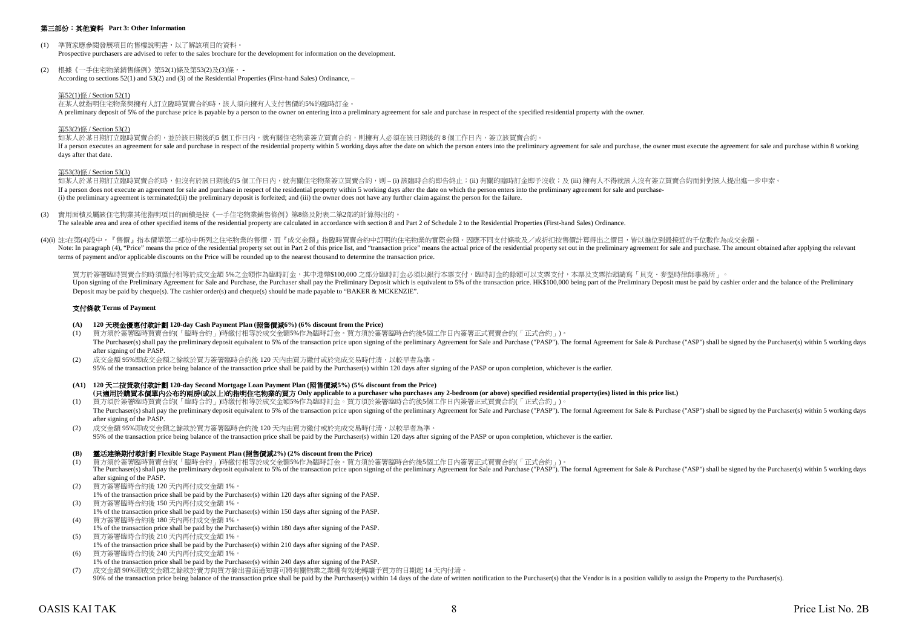### 第三部份：其他資料 Part 3: Other Information

(1) 準買家應參閱發展項目的售樓說明書，以了解該項目的資料。
Prospective purchasers are advised to refer to the sales brochure for the development for information on the development.

(2) 根據《一手住宅物業銷售條例》第52(1)條及第53(2)及(3)條， -
According to sections 52(1) and 53(2) and (3) of the Residential Properties (First-hand Sales) Ordinance, –

第52(1)條 / Section 52(1)

在某人就指明住宅物業與擁有人訂立臨時買賣合約時，該人須向擁有人支付售價的5%的臨時訂金。
A preliminary deposit of 5% of the purchase price is payable by a person to the owner on entering into a preliminary agreement for sale and purchase in respect of the specified residential property with the owner.

第53(2)條 / Section 53(2)

如某人於某日期訂立臨時買賣合約，並於該日期後的5 個工作日內，就有關住宅物業簽立買賣合約，則擁有人必須在該日期後的 8 個工作日內，簽立該買賣合約。
If a person executes an agreement for sale and purchase in respect of the residential property within 5 working days after the date on which the person enters into the preliminary agreement for sale and purchase, the owner must execute the agreement for sale and purchase within 8 working days after that date.

第53(3)條 / Section 53(3)

如某人於某日期訂立臨時買賣合約時，但沒有於該日期後的5 個工作日內，就有關住宅物業簽立買賣合約，則 – (i) 該臨時合約即告終止；(ii) 有關的臨時訂金即予沒收；及 (iii) 擁有人不得就該人沒有簽立買賣合約而針對該人提出進一步申索。
If a person does not execute an agreement for sale and purchase in respect of the residential property within 5 working days after the date on which the person enters into the preliminary agreement for sale and purchase-
(i) the preliminary agreement is terminated;(ii) the preliminary deposit is forfeited; and (iii) the owner does not have any further claim against the person for the failure.

(3) 實用面積及屬該住宅物業其他指明項目的面積是按《一手住宅物業銷售條例》第8條及附表二第2部的計算得出的。
The saleable area and area of other specified items of the residential property are calculated in accordance with section 8 and Part 2 of Schedule 2 to the Residential Properties (First-hand Sales) Ordinance.

(4)(i) 註:在第(4)段中，『售價』指本價單第二部份中所列之住宅物業的售價，而『成交金額』指臨時買賣合約中訂明的住宅物業的實際金額。因應不同支付條款及／或折扣按售價計算得出之價目，皆以進位到最接近的千位數作為成交金額。
Note: In paragraph (4), "Price" means the price of the residential property set out in Part 2 of this price list, and "transaction price" means the actual price of the residential property set out in the preliminary agreement for sale and purchase. The amount obtained after applying the relevant terms of payment and/or applicable discounts on the Price will be rounded up to the nearest thousand to determine the transaction price.

買方於簽署臨時買賣合約時須繳付相等於成交金額 5%之金額作為臨時訂金，其中港幣$100,000 之部分臨時訂金必須以銀行本票支付，臨時訂金的餘額可以支票支付，本票及支票抬頭請寫「貝克・麥堅時律師事務所」。
Upon signing of the Preliminary Agreement for Sale and Purchase, the Purchaser shall pay the Preliminary Deposit which is equivalent to 5% of the transaction price. HK$100,000 being part of the Preliminary Deposit must be paid by cashier order and the balance of the Preliminary Deposit may be paid by cheque(s). The cashier order(s) and cheque(s) should be made payable to "BAKER & MCKENZIE".

#### 支付條款 Terms of Payment

**(A) 120 天現金優惠付款計劃 120-day Cash Payment Plan (照售價減6%) (6% discount from the Price)**

(1) 買方須於簽署臨時買賣合約(「臨時合約」)時繳付相等於成交金額5%作為臨時訂金。買方須於簽署臨時合約後5個工作日內簽署正式買賣合約(「正式合約」)。
The Purchaser(s) shall pay the preliminary deposit equivalent to 5% of the transaction price upon signing of the preliminary Agreement for Sale and Purchase ("PASP"). The formal Agreement for Sale & Purchase ("ASP") shall be signed by the Purchaser(s) within 5 working days after signing of the PASP.

(2) 成交金額 95%即成交金額之餘款於買方簽署臨時合約後 120 天內由買方繳付或於完成交易時付清，以較早者為準。
95% of the transaction price being balance of the transaction price shall be paid by the Purchaser(s) within 120 days after signing of the PASP or upon completion, whichever is the earlier.

**(A1) 120 天二按貸款付款計劃 120-day Second Mortgage Loan Payment Plan (照售價減5%) (5% discount from the Price)**
**(只適用於購買本價單內公布的兩房(或以上)的指明住宅物業的買方 Only applicable to a purchaser who purchases any 2-bedroom (or above) specified residential property(ies) listed in this price list.)**

(1) 買方須於簽署臨時買賣合約(「臨時合約」)時繳付相等於成交金額5%作為臨時訂金。買方須於簽署臨時合約後5個工作日內簽署正式買賣合約(「正式合約」)。
The Purchaser(s) shall pay the preliminary deposit equivalent to 5% of the transaction price upon signing of the preliminary Agreement for Sale and Purchase ("PASP"). The formal Agreement for Sale & Purchase ("ASP") shall be signed by the Purchaser(s) within 5 working days after signing of the PASP.

(2) 成交金額 95%即成交金額之餘款於買方簽署臨時合約後 120 天內由買方繳付或於完成交易時付清，以較早者為準。
95% of the transaction price being balance of the transaction price shall be paid by the Purchaser(s) within 120 days after signing of the PASP or upon completion, whichever is the earlier.

**(B) 靈活建築期付款計劃 Flexible Stage Payment Plan (照售價減2%) (2% discount from the Price)**

(1) 買方須於簽署臨時買賣合約(「臨時合約」)時繳付相等於成交金額5%作為臨時訂金。買方須於簽署臨時合約後5個工作日內簽署正式買賣合約(「正式合約」)。
The Purchaser(s) shall pay the preliminary deposit equivalent to 5% of the transaction price upon signing of the preliminary Agreement for Sale and Purchase ("PASP"). The formal Agreement for Sale & Purchase ("ASP") shall be signed by the Purchaser(s) within 5 working days after signing of the PASP.

(2) 買方簽署臨時合約後 120 天內再付成交金額 1%。
1% of the transaction price shall be paid by the Purchaser(s) within 120 days after signing of the PASP.

(3) 買方簽署臨時合約後 150 天內再付成交金額 1%。
1% of the transaction price shall be paid by the Purchaser(s) within 150 days after signing of the PASP.

(4) 買方簽署臨時合約後 180 天內再付成交金額 1%。
1% of the transaction price shall be paid by the Purchaser(s) within 180 days after signing of the PASP.

(5) 買方簽署臨時合約後 210 天內再付成交金額 1%。
1% of the transaction price shall be paid by the Purchaser(s) within 210 days after signing of the PASP.

(6) 買方簽署臨時合約後 240 天內再付成交金額 1%。
1% of the transaction price shall be paid by the Purchaser(s) within 240 days after signing of the PASP.

(7) 成交金額 90%即成交金額之餘款於賣方向買方發出書面通知書可將有關物業之業權有效地轉讓予買方的日期起 14 天內付清。
90% of the transaction price being balance of the transaction price shall be paid by the Purchaser(s) within 14 days of the date of written notification to the Purchaser(s) that the Vendor is in a position validly to assign the Property to the Purchaser(s).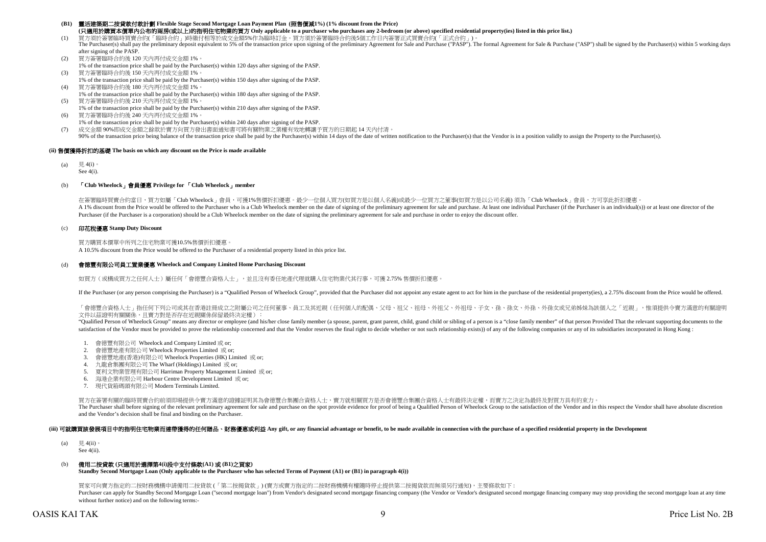**(B1) 靈活建築期二按貸款付款計劃 Flexible Stage Second Mortgage Loan Payment Plan (照售價減1%) (1% discount from the Price)**

**(只適用於購買本價單內公布的兩房(或以上)的指明住宅物業的買方 Only applicable to a purchaser who purchases any 2-bedroom (or above) specified residential property(ies) listed in this price list.)**

(1) 買方須於簽署臨時買賣合約(「臨時合約」)時繳付相等於成交金額5%作為臨時訂金。買方須於簽署臨時合約後5個工作日內簽署正式買賣合約(「正式合約」)。
The Purchaser(s) shall pay the preliminary deposit equivalent to 5% of the transaction price upon signing of the preliminary Agreement for Sale and Purchase ("PASP"). The formal Agreement for Sale & Purchase ("ASP") shall be signed by the Purchaser(s) within 5 working days after signing of the PASP.

(2) 買方簽署臨時合約後 120 天內再付成交金額 1%。
1% of the transaction price shall be paid by the Purchaser(s) within 120 days after signing of the PASP.

(3) 買方簽署臨時合約後 150 天內再付成交金額 1%。
1% of the transaction price shall be paid by the Purchaser(s) within 150 days after signing of the PASP.

(4) 買方簽署臨時合約後 180 天內再付成交金額 1%。
1% of the transaction price shall be paid by the Purchaser(s) within 180 days after signing of the PASP.

(5) 買方簽署臨時合約後 210 天內再付成交金額 1%。
1% of the transaction price shall be paid by the Purchaser(s) within 210 days after signing of the PASP.

(6) 買方簽署臨時合約後 240 天內再付成交金額 1%。
1% of the transaction price shall be paid by the Purchaser(s) within 240 days after signing of the PASP.

(7) 成交金額 90%即成交金額之餘款於賣方向買方發出書面通知書可將有關物業之業權有效地轉讓予買方的日期起 14 天內付清。
90% of the transaction price being balance of the transaction price shall be paid by the Purchaser(s) within 14 days of the date of written notification to the Purchaser(s) that the Vendor is in a position validly to assign the Property to the Purchaser(s).

**(ii) 售價獲得折扣的基礎 The basis on which any discount on the Price is made available**

(a) 見 4(i)。
See 4(i).

(b) **「Club Wheelock」會員優惠 Privilege for 「Club Wheelock」member**

在簽署臨時買賣合約當日，買方如屬「Club Wheelock」會員，可獲1%售價折扣優惠。最少一位個人買方(如買方是以個人名義)或最少一位買方之董事(如買方是以公司名義) 須為「Club Wheelock」會員，方可享此折扣優惠。
A 1% discount from the Price would be offered to the Purchaser who is a Club Wheelock member on the date of signing of the preliminary agreement for sale and purchase. At least one individual Purchaser (if the Purchaser is an individual(s)) or at least one director of the Purchaser (if the Purchaser is a corporation) should be a Club Wheelock member on the date of signing the preliminary agreement for sale and purchase in order to enjoy the discount offer.

(c) **印花稅優惠 Stamp Duty Discount**

買方購買本價單中所列之住宅物業可獲10.5%售價折扣優惠。
A 10.5% discount from the Price would be offered to the Purchaser of a residential property listed in this price list.

(d) **會德豐有限公司員工置業優惠 Wheelock and Company Limited Home Purchasing Discount**

如買方（或構成買方之任何人士）屬任何「會德豐合資格人士」，並且沒有委任地產代理就購入住宅物業代其行事，可獲 2.75% 售價折扣優惠。

If the Purchaser (or any person comprising the Purchaser) is a "Qualified Person of Wheelock Group", provided that the Purchaser did not appoint any estate agent to act for him in the purchase of the residential property(ies), a 2.75% discount from the Price would be offered.

「會德豐合資格人士」指任何下列公司或其在香港註冊成立之附屬公司之任何董事、員工及其近親（任何個人的配偶、父母、祖父、祖母、外祖父、外祖母、子女、孫、孫女、外孫、外孫女或兄弟姊妹為該個人之「近親」，惟須提供令賣方滿意的有關證明文件以茲證明有關關係，且賣方對是否存在近親關係保留最終決定權）：
"Qualified Person of Wheelock Group" means any director or employee (and his/her close family member (a spouse, parent, grant parent, child, grand child or sibling of a person is a "close family member" of that person Provided That the relevant supporting documents to the satisfaction of the Vendor must be provided to prove the relationship concerned and that the Vendor reserves the final right to decide whether or not such relationship exists)) of any of the following companies or any of its subsidiaries incorporated in Hong Kong :

1. 會德豐有限公司 Wheelock and Company Limited 或 or;
2. 會德豐地產有限公司 Wheelock Properties Limited 或 or;
3. 會德豐地產(香港)有限公司 Wheelock Properties (HK) Limited 或 or;
4. 九龍倉集團有限公司 The Wharf (Holdings) Limited 或 or;
5. 夏利文物業管理有限公司 Harriman Property Management Limited 或 or;
6. 海港企業有限公司 Harbour Centre Development Limited 或 or;
7. 現代貨箱碼頭有限公司 Modern Terminals Limited.

買方在簽署有關的臨時買賣合約前須即場提供令賣方滿意的證據証明其為會德豐合集團合資格人士，賣方就相關買方是否會德豐合集團合資格人士有最終決定權，而賣方之決定為最終及對買方具有約束力。
The Purchaser shall before signing of the relevant preliminary agreement for sale and purchase on the spot provide evidence for proof of being a Qualified Person of Wheelock Group to the satisfaction of the Vendor and in this respect the Vendor shall have absolute discretion and the Vendor's decision shall be final and binding on the Purchaser.

**(iii) 可就購買該發展項目中的指明住宅物業而連帶獲得的任何贈品、財務優惠或利益 Any gift, or any financial advantage or benefit, to be made available in connection with the purchase of a specified residential property in the Development**

(a) 見 4(ii)。
See 4(ii).

(b) **備用二按貸款 (只適用於選擇第4(i)段中支付條款(A1) 或 (B1)之買家)**
**Standby Second Mortgage Loan (Only applicable to the Purchaser who has selected Terms of Payment (A1) or (B1) in paragraph 4(i))**

買家可向賣方指定的二按財務機構申請備用二按貸款 (「第二按揭貨款」) (賣方或賣方指定的二按財務機構有權隨時停止提供第二按揭貨款而無須另行通知)，主要條款如下 :
Purchaser can apply for Standby Second Mortgage Loan ("second mortgage loan") from Vendor's designated second mortgage financing company (the Vendor or Vendor's designated second mortgage financing company may stop providing the second mortgage loan at any time without further notice) and on the following terms:-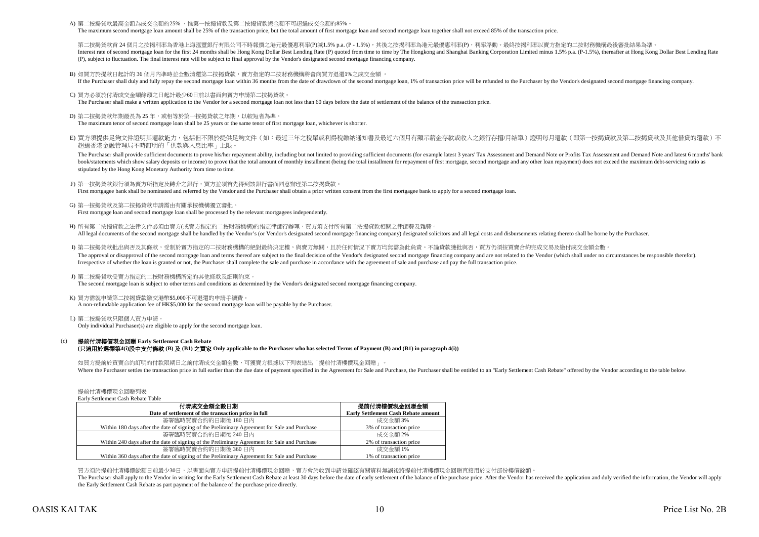A) 第二按揭貸款最高金額為成交金額的25% ，惟第一按揭貸款及第二按揭貸款總金額不可超過成交金額的85%。
The maximum second mortgage loan amount shall be 25% of the transaction price, but the total amount of first mortgage loan and second mortgage loan together shall not exceed 85% of the transaction price.

第二按揭貸款首 24 個月之按揭利率為香港上海匯豐銀行有限公司不時報價之港元最優惠利率(P)減1.5% p.a. (P - 1.5%)，其後之按揭利率為港元最優惠利率(P)，利率浮動。最終按揭利率以賣方指定的二按財務機構最後審批結果為準。
Interest rate of second mortgage loan for the first 24 months shall be Hong Kong Dollar Best Lending Rate (P) quoted from time to time by The Hongkong and Shanghai Banking Corporation Limited minus 1.5% p.a. (P-1.5%), thereafter at Hong Kong Dollar Best Lending Rate (P), subject to fluctuation. The final interest rate will be subject to final approval by the Vendor's designated second mortgage financing company.

B) 如買方於提款日起計的 36 個月內準時並全數清還第二按揭貸款，賣方指定的二按財務機構將會向買方退還1%之成交金額 。
If the Purchaser shall duly and fully repay the second mortgage loan within 36 months from the date of drawdown of the second mortgage loan, 1% of transaction price will be refunded to the Purchaser by the Vendor's designated second mortgage financing company.

C) 買方必須於付清成交金額餘額之日起計最少60日前以書面向賣方申請第二按揭貸款。
The Purchaser shall make a written application to the Vendor for a second mortgage loan not less than 60 days before the date of settlement of the balance of the transaction price.

D) 第二按揭貸款年期最長為 25 年，或相等於第一按揭貸款之年期，以較短者為準。
The maximum tenor of second mortgage loan shall be 25 years or the same tenor of first mortgage loan, whichever is shorter.

E) 買方須提供足夠文件證明其還款能力，包括但不限於提供足夠文件（如：最近三年之稅單或利得稅繳納通知書及最近六個月有顯示薪金存款或收入之銀行存摺/月結單）證明每月還款（即第一按揭貸款及第二按揭貸款及其他借貸的還款）不超過香港金融管理局不時訂明的「供款與入息比率」上限。
The Purchaser shall provide sufficient documents to prove his/her repayment ability, including but not limited to providing sufficient documents (for example latest 3 years' Tax Assessment and Demand Note or Profits Tax Assessment and Demand Note and latest 6 months' bank book/statements which show salary deposits or income) to prove that the total amount of monthly installment (being the total installment for repayment of first mortgage, second mortgage and any other loan repayment) does not exceed the maximum debt-servicing ratio as stipulated by the Hong Kong Monetary Authority from time to time.

F) 第一按揭貸款銀行須為賣方所指定及轉介之銀行，買方並須首先得到該銀行書面同意辦理第二按揭貸款。
First mortgagee bank shall be nominated and referred by the Vendor and the Purchaser shall obtain a prior written consent from the first mortgagee bank to apply for a second mortgage loan.

G) 第一按揭貸款及第二按揭貸款申請需由有關承按機構獨立審批。
First mortgage loan and second mortgage loan shall be processed by the relevant mortgagees independently.

H) 所有第二按揭貸款之法律文件必須由賣方(或賣方指定的二按財務機構)的指定律師行辦理，買方須支付所有第二按揭貸款相關之律師費及雜費。
All legal documents of the second mortgage shall be handled by the Vendor's (or Vendor's designated second mortgage financing company) designated solicitors and all legal costs and disbursements relating thereto shall be borne by the Purchaser.

I) 第二按揭貸款批出與否及其條款，受制於賣方指定的二按財務機構的絕對最終決定權，與賣方無關，且於任何情況下賣方均無需為此負責。不論貸款獲批與否，買方仍須按買賣合約完成交易及繳付成交金額全數。
The approval or disapproval of the second mortgage loan and terms thereof are subject to the final decision of the Vendor's designated second mortgage financing company and are not related to the Vendor (which shall under no circumstances be responsible therefor). Irrespective of whether the loan is granted or not, the Purchaser shall complete the sale and purchase in accordance with the agreement of sale and purchase and pay the full transaction price.

J) 第二按揭貸款受賣方指定的二按財務機構所定的其他條款及細則約束。
The second mortgage loan is subject to other terms and conditions as determined by the Vendor's designated second mortgage financing company.

K) 買方需就申請第二按揭貸款繳交港幣$5,000不可退還的申請手續費。
A non-refundable application fee of HK$5,000 for the second mortgage loan will be payable by the Purchaser.

L) 第二按揭貸款只限個人買方申請。
Only individual Purchaser(s) are eligible to apply for the second mortgage loan.

(c) **提前付清樓價現金回贈 Early Settlement Cash Rebate**
**(只適用於選擇第4(i)段中支付條款 (B) 及 (B1) 之買家 Only applicable to the Purchaser who has selected Terms of Payment (B) and (B1) in paragraph 4(i))**

如買方提前於買賣合約訂明的付款限期日之前付清成交金額全數，可獲賣方根據以下列表送出「提前付清樓價現金回贈」。
Where the Purchaser settles the transaction price in full earlier than the due date of payment specified in the Agreement for Sale and Purchase, the Purchaser shall be entitled to an "Early Settlement Cash Rebate" offered by the Vendor according to the table below.

提前付清樓價現金回贈列表
Early Settlement Cash Rebate Table

| 付清成交金額全數日期<br>**Date of settlement of the transaction price in full** | 提前付清樓價現金回贈金額<br>**Early Settlement Cash Rebate amount** |
|---|---|
| 簽署臨時買賣合約的日期後 180 日內<br>Within 180 days after the date of signing of the Preliminary Agreement for Sale and Purchase | 成交金額 3%<br>3% of transaction price |
| 簽署臨時買賣合約的日期後 240 日內<br>Within 240 days after the date of signing of the Preliminary Agreement for Sale and Purchase | 成交金額 2%<br>2% of transaction price |
| 簽署臨時買賣合約的日期後 360 日內<br>Within 360 days after the date of signing of the Preliminary Agreement for Sale and Purchase | 成交金額 1%<br>1% of transaction price |

買方須於提前付清樓價餘額日前最少30日，以書面向賣方申請提前付清樓價現金回贈，賣方會於收到申請並確認有關資料無誤後將提前付清樓價現金回贈直接用於支付部份樓價餘額。
The Purchaser shall apply to the Vendor in writing for the Early Settlement Cash Rebate at least 30 days before the date of early settlement of the balance of the purchase price. After the Vendor has received the application and duly verified the information, the Vendor will apply the Early Settlement Cash Rebate as part payment of the balance of the purchase price directly.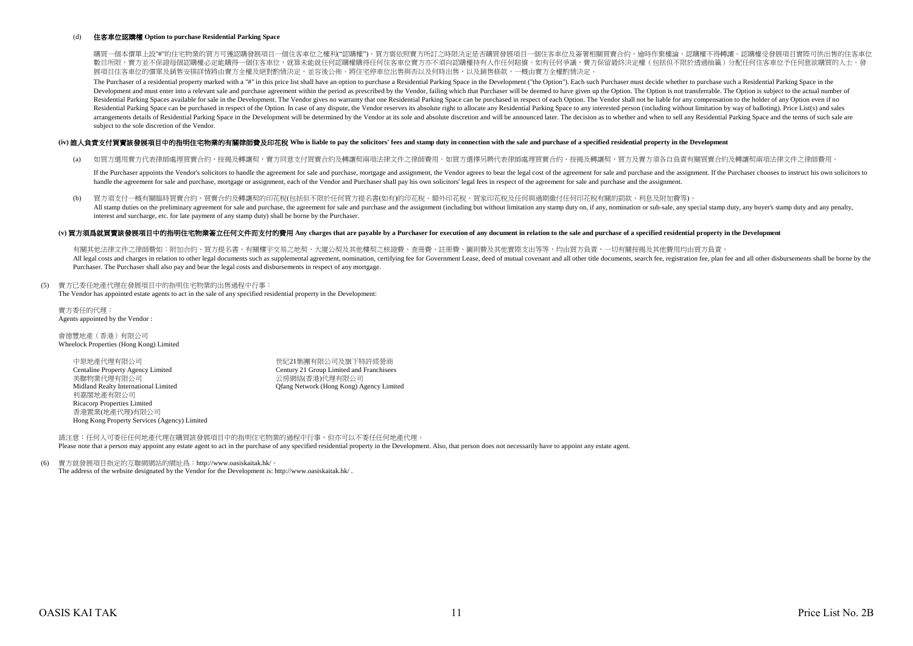(d) **住客車位認購權 Option to purchase Residential Parking Space**

購買一個本價單上設"#"的住宅物業的買方可獲認購發展項目一個住客車位之權利("認購權")。買方需依照賣方所訂之時限決定是否購買發展項目一個住客車位及簽署相關買賣合約，逾時作棄權論。認購權不得轉讓。認購權受發展項目實際可供出售的住客車位數目所限，賣方並不保證每個認購權必定能購得一個住客車位，就算未能就任何認購權購得任何住客車位賣方亦不須向認購權持有人作任何賠償。如有任何爭議，賣方保留最終決定權（包括但不限於透過抽籤）分配任何住客車位予任何意欲購買的人士。發展項目住客車位的價單及銷售安排詳情將由賣方全權及絕對酌情決定，並容後公佈。將住宅停車位出售與否以及何時出售，以及銷售條款，一概由賣方全權酌情決定。

The Purchaser of a residential property marked with a "#" in this price list shall have an option to purchase a Residential Parking Space in the Development ("the Option"). Each such Purchaser must decide whether to purchase such a Residential Parking Space in the Development and must enter into a relevant sale and purchase agreement within the period as prescribed by the Vendor, failing which that Purchaser will be deemed to have given up the Option. The Option is not transferrable. The Option is subject to the actual number of Residential Parking Spaces available for sale in the Development. The Vendor gives no warranty that one Residential Parking Space can be purchased in respect of each Option. The Vendor shall not be liable for any compensation to the holder of any Option even if no Residential Parking Space can be purchased in respect of the Option. In case of any dispute, the Vendor reserves its absolute right to allocate any Residential Parking Space to any interested person (including without limitation by way of balloting). Price List(s) and sales arrangements details of Residential Parking Space in the Development will be determined by the Vendor at its sole and absolute discretion and will be announced later. The decision as to whether and when to sell any Residential Parking Space and the terms of such sale are subject to the sole discretion of the Vendor.

#### (iv) 誰人負責支付買賣該發展項目中的指明住宅物業的有關律師費及印花稅 Who is liable to pay the solicitors' fees and stamp duty in connection with the sale and purchase of a specified residential property in the Development

(a) 如買方選用賣方代表律師處理買賣合約、按揭及轉讓契，賣方同意支付買賣合約及轉讓契兩項法律文件之律師費用。如買方選擇另聘代表律師處理買賣合約、按揭及轉讓契，買方及賣方須各自負責有關買賣合約及轉讓契兩項法律文件之律師費用。

If the Purchaser appoints the Vendor's solicitors to handle the agreement for sale and purchase, mortgage and assignment, the Vendor agrees to bear the legal cost of the agreement for sale and purchase and the assignment. If the Purchaser chooses to instruct his own solicitors to handle the agreement for sale and purchase, mortgage or assignment, each of the Vendor and Purchaser shall pay his own solicitors' legal fees in respect of the agreement for sale and purchase and the assignment.

(b) 買方須支付一概有關臨時買賣合約、買賣合約及轉讓契的印花稅(包括但不限於任何買方提名書(如有)的印花稅、額外印花稅、買家印花稅及任何與過期繳付任何印花稅有關的罰款、利息及附加費等)。

All stamp duties on the preliminary agreement for sale and purchase, the agreement for sale and purchase and the assignment (including but without limitation any stamp duty on, if any, nomination or sub-sale, any special stamp duty, any buyer's stamp duty and any penalty, interest and surcharge, etc. for late payment of any stamp duty) shall be borne by the Purchaser.

#### (v) 買方須爲就買賣該發展項目中的指明住宅物業簽立任何文件而支付的費用 Any charges that are payable by a Purchaser for execution of any document in relation to the sale and purchase of a specified residential property in the Development

有關其他法律文件之律師費如：附加合約、買方提名書、有關樓宇交易之地契、大廈公契及其他樓契之核證費、查冊費、註冊費、圖則費及其他實際支出等等，均由買方負責，一切有關按揭及其他費用均由買方負責。

All legal costs and charges in relation to other legal documents such as supplemental agreement, nomination, certifying fee for Government Lease, deed of mutual covenant and all other title documents, search fee, registration fee, plan fee and all other disbursements shall be borne by the Purchaser. The Purchaser shall also pay and bear the legal costs and disbursements in respect of any mortgage.

(5) 賣方已委任地產代理在發展項目中的指明住宅物業的出售過程中行事：
The Vendor has appointed estate agents to act in the sale of any specified residential property in the Development:

賣方委任的代理：
Agents appointed by the Vendor :

會德豐地產（香港）有限公司
Wheelock Properties (Hong Kong) Limited

中原地產代理有限公司
Centaline Property Agency Limited
美聯物業代理有限公司
Midland Realty International Limited
利嘉閣地產有限公司
Ricacorp Properties Limited
香港置業(地產代理)有限公司
Hong Kong Property Services (Agency) Limited
世紀21集團有限公司及旗下特許經營商
Century 21 Group Limited and Franchisees
云房網絡(香港)代理有限公司
Qfang Network (Hong Kong) Agency Limited

請注意：任何人可委任任何地產代理在購買該發展項目中的指明住宅物業的過程中行事，但亦可以不委任任何地產代理。
Please note that a person may appoint any estate agent to act in the purchase of any specified residential property in the Development. Also, that person does not necessarily have to appoint any estate agent.

(6) 賣方就發展項目指定的互聯網網站的網址爲：http://www.oasiskaitak.hk/。
The address of the website designated by the Vendor for the Development is: http://www.oasiskaitak.hk/ .